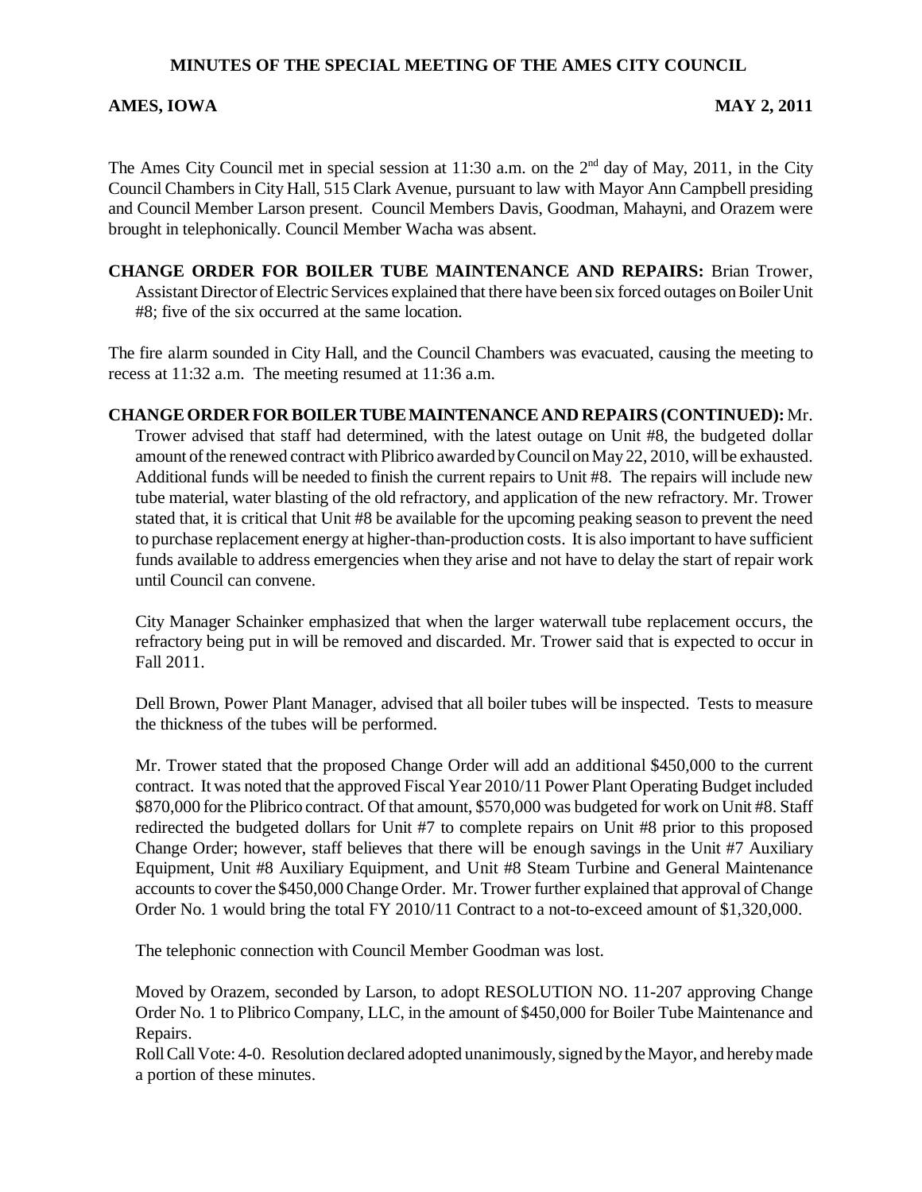# MINUTES OF THE SPECIAL MEETING OF THE AMES CITY COUNCIL

**AMES, IOWA** **MAY 2, 2011**

The Ames City Council met in special session at 11:30 a.m. on the 2nd day of May, 2011, in the City Council Chambers in City Hall, 515 Clark Avenue, pursuant to law with Mayor Ann Campbell presiding and Council Member Larson present. Council Members Davis, Goodman, Mahayni, and Orazem were brought in telephonically. Council Member Wacha was absent.

**CHANGE ORDER FOR BOILER TUBE MAINTENANCE AND REPAIRS:** Brian Trower, Assistant Director of Electric Services explained that there have been six forced outages on Boiler Unit #8; five of the six occurred at the same location.

The fire alarm sounded in City Hall, and the Council Chambers was evacuated, causing the meeting to recess at 11:32 a.m. The meeting resumed at 11:36 a.m.

**CHANGE ORDER FOR BOILER TUBE MAINTENANCE AND REPAIRS (CONTINUED):** Mr. Trower advised that staff had determined, with the latest outage on Unit #8, the budgeted dollar amount of the renewed contract with Plibrico awarded by Council on May 22, 2010, will be exhausted. Additional funds will be needed to finish the current repairs to Unit #8. The repairs will include new tube material, water blasting of the old refractory, and application of the new refractory. Mr. Trower stated that, it is critical that Unit #8 be available for the upcoming peaking season to prevent the need to purchase replacement energy at higher-than-production costs. It is also important to have sufficient funds available to address emergencies when they arise and not have to delay the start of repair work until Council can convene.

City Manager Schainker emphasized that when the larger waterwall tube replacement occurs, the refractory being put in will be removed and discarded. Mr. Trower said that is expected to occur in Fall 2011.

Dell Brown, Power Plant Manager, advised that all boiler tubes will be inspected. Tests to measure the thickness of the tubes will be performed.

Mr. Trower stated that the proposed Change Order will add an additional $450,000 to the current contract. It was noted that the approved Fiscal Year 2010/11 Power Plant Operating Budget included $870,000 for the Plibrico contract. Of that amount, $570,000 was budgeted for work on Unit #8. Staff redirected the budgeted dollars for Unit #7 to complete repairs on Unit #8 prior to this proposed Change Order; however, staff believes that there will be enough savings in the Unit #7 Auxiliary Equipment, Unit #8 Auxiliary Equipment, and Unit #8 Steam Turbine and General Maintenance accounts to cover the $450,000 Change Order. Mr. Trower further explained that approval of Change Order No. 1 would bring the total FY 2010/11 Contract to a not-to-exceed amount of $1,320,000.

The telephonic connection with Council Member Goodman was lost.

Moved by Orazem, seconded by Larson, to adopt RESOLUTION NO. 11-207 approving Change Order No. 1 to Plibrico Company, LLC, in the amount of $450,000 for Boiler Tube Maintenance and Repairs.
Roll Call Vote: 4-0. Resolution declared adopted unanimously, signed by the Mayor, and hereby made a portion of these minutes.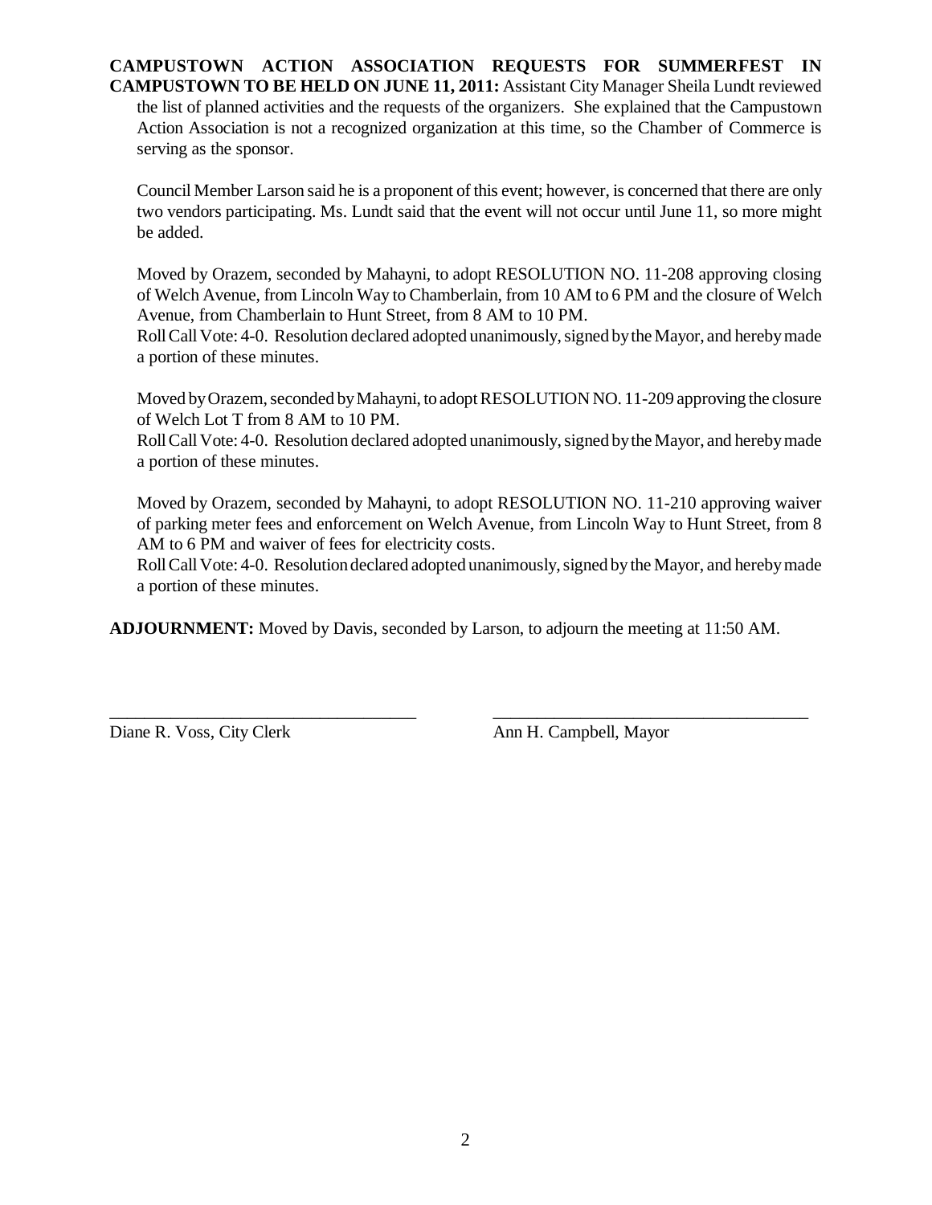**CAMPUSTOWN ACTION ASSOCIATION REQUESTS FOR SUMMERFEST IN CAMPUSTOWN TO BE HELD ON JUNE 11, 2011:** Assistant City Manager Sheila Lundt reviewed the list of planned activities and the requests of the organizers. She explained that the Campustown Action Association is not a recognized organization at this time, so the Chamber of Commerce is serving as the sponsor.

Council Member Larson said he is a proponent of this event; however, is concerned that there are only two vendors participating. Ms. Lundt said that the event will not occur until June 11, so more might be added.

Moved by Orazem, seconded by Mahayni, to adopt RESOLUTION NO. 11-208 approving closing of Welch Avenue, from Lincoln Way to Chamberlain, from 10 AM to 6 PM and the closure of Welch Avenue, from Chamberlain to Hunt Street, from 8 AM to 10 PM.
Roll Call Vote: 4-0. Resolution declared adopted unanimously, signed by the Mayor, and hereby made a portion of these minutes.

Moved by Orazem, seconded by Mahayni, to adopt RESOLUTION NO. 11-209 approving the closure of Welch Lot T from 8 AM to 10 PM.
Roll Call Vote: 4-0. Resolution declared adopted unanimously, signed by the Mayor, and hereby made a portion of these minutes.

Moved by Orazem, seconded by Mahayni, to adopt RESOLUTION NO. 11-210 approving waiver of parking meter fees and enforcement on Welch Avenue, from Lincoln Way to Hunt Street, from 8 AM to 6 PM and waiver of fees for electricity costs.
Roll Call Vote: 4-0. Resolution declared adopted unanimously, signed by the Mayor, and hereby made a portion of these minutes.

**ADJOURNMENT:** Moved by Davis, seconded by Larson, to adjourn the meeting at 11:50 AM.

___________________________________ ___________________________________

Diane R. Voss, City Clerk Ann H. Campbell, Mayor